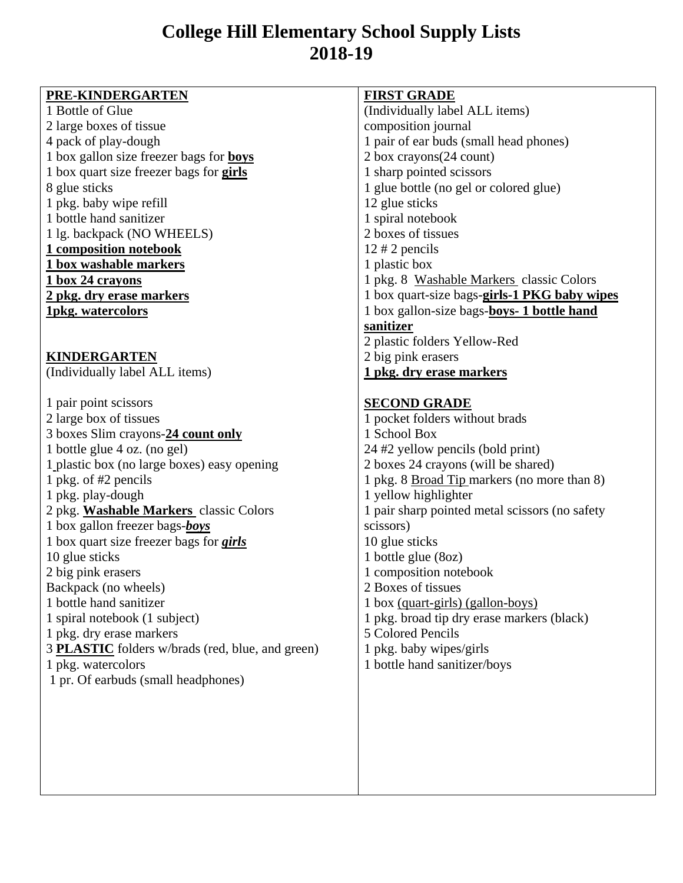# College Hill Elementary School Supply Lists
# 2018-19

## PRE-KINDERGARTEN

1 Bottle of Glue
2 large boxes of tissue
4 pack of play-dough
1 box gallon size freezer bags for **boys**
1 box quart size freezer bags for **girls**
8 glue sticks
1 pkg. baby wipe refill
1 bottle hand sanitizer
1 lg. backpack (NO WHEELS)
**1 composition notebook**
**1 box washable markers**
**1 box 24 crayons**
**2 pkg. dry erase markers**
**1pkg. watercolors**

## KINDERGARTEN

(Individually label ALL items)

1 pair point scissors
2 large box of tissues
3 boxes Slim crayons-**24 count only**
1 bottle glue 4 oz. (no gel)
1 plastic box (no large boxes) easy opening
1 pkg. of #2 pencils
1 pkg. play-dough
2 pkg. **Washable Markers** classic Colors
1 box gallon freezer bags-***boys***
1 box quart size freezer bags for ***girls***
10 glue sticks
2 big pink erasers
Backpack (no wheels)
1 bottle hand sanitizer
1 spiral notebook (1 subject)
1 pkg. dry erase markers
3 **PLASTIC** folders w/brads (red, blue, and green)
1 pkg. watercolors
1 pr. Of earbuds (small headphones)

## FIRST GRADE

(Individually label ALL items)
composition journal
1 pair of ear buds (small head phones)
2 box crayons(24 count)
1 sharp pointed scissors
1 glue bottle (no gel or colored glue)
12 glue sticks
1 spiral notebook
2 boxes of tissues
12 # 2 pencils
1 plastic box
1 pkg. 8 Washable Markers classic Colors
1 box quart-size bags-**girls-1 PKG baby wipes**
1 box gallon-size bags-**boys- 1 bottle hand sanitizer**
2 plastic folders Yellow-Red
2 big pink erasers
**1 pkg. dry erase markers**

## SECOND GRADE

1 pocket folders without brads
1 School Box
24 #2 yellow pencils (bold print)
2 boxes 24 crayons (will be shared)
1 pkg. 8 Broad Tip markers (no more than 8)
1 yellow highlighter
1 pair sharp pointed metal scissors (no safety scissors)
10 glue sticks
1 bottle glue (8oz)
1 composition notebook
2 Boxes of tissues
1 box (quart-girls) (gallon-boys)
1 pkg. broad tip dry erase markers (black)
5 Colored Pencils
1 pkg. baby wipes/girls
1 bottle hand sanitizer/boys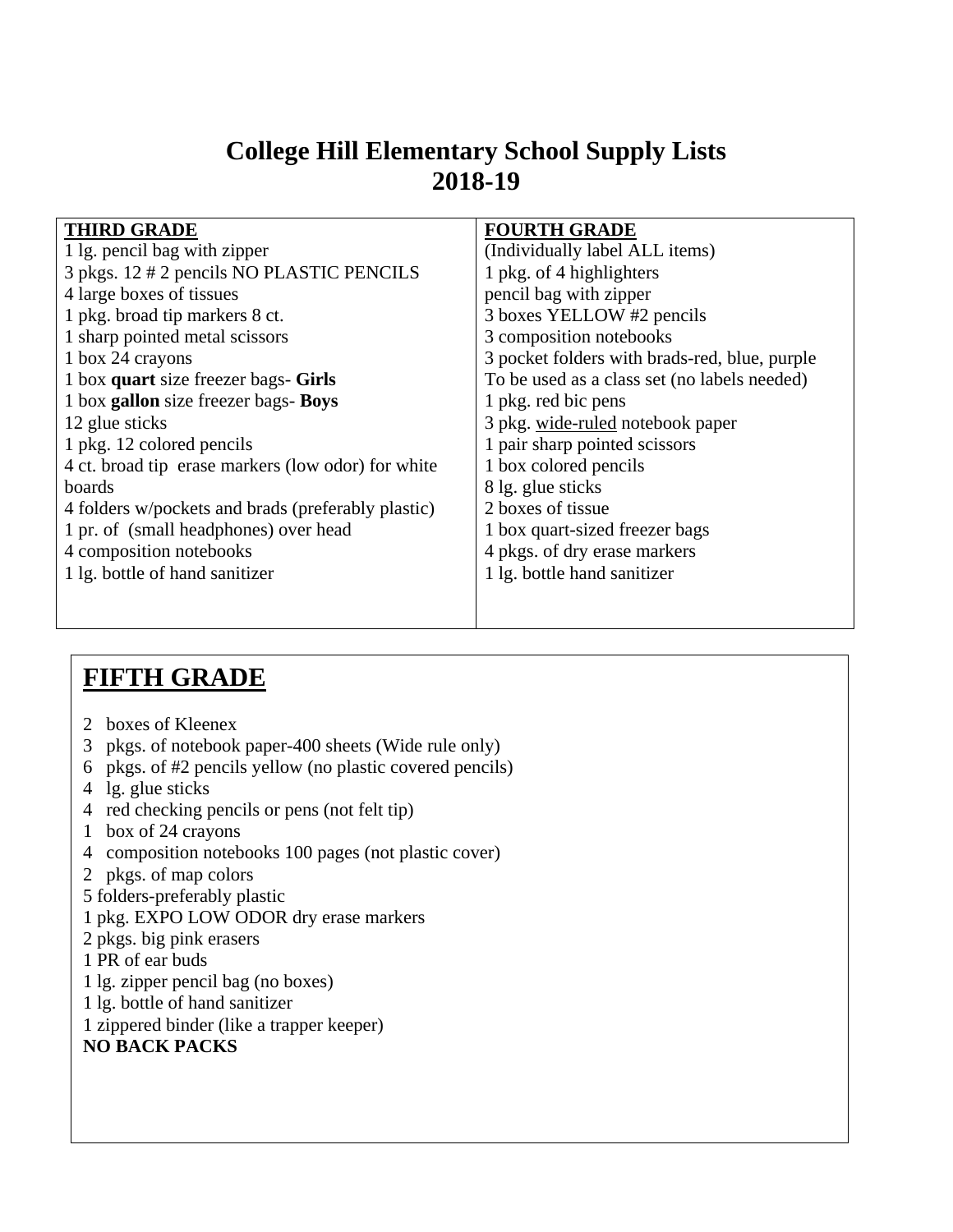# College Hill Elementary School Supply Lists
# 2018-19

## THIRD GRADE

1 lg. pencil bag with zipper
3 pkgs. 12 # 2 pencils NO PLASTIC PENCILS
4 large boxes of tissues
1 pkg. broad tip markers 8 ct.
1 sharp pointed metal scissors
1 box 24 crayons
1 box **quart** size freezer bags- **Girls**
1 box **gallon** size freezer bags- **Boys**
12 glue sticks
1 pkg. 12 colored pencils
4 ct. broad tip erase markers (low odor) for white boards
4 folders w/pockets and brads (preferably plastic)
1 pr. of (small headphones) over head
4 composition notebooks
1 lg. bottle of hand sanitizer

## FOURTH GRADE

(Individually label ALL items)
1 pkg. of 4 highlighters
pencil bag with zipper
3 boxes YELLOW #2 pencils
3 composition notebooks
3 pocket folders with brads-red, blue, purple
To be used as a class set (no labels needed)
1 pkg. red bic pens
3 pkg. wide-ruled notebook paper
1 pair sharp pointed scissors
1 box colored pencils
8 lg. glue sticks
2 boxes of tissue
1 box quart-sized freezer bags
4 pkgs. of dry erase markers
1 lg. bottle hand sanitizer

## FIFTH GRADE

2 boxes of Kleenex
3 pkgs. of notebook paper-400 sheets (Wide rule only)
6 pkgs. of #2 pencils yellow (no plastic covered pencils)
4 lg. glue sticks
4 red checking pencils or pens (not felt tip)
1 box of 24 crayons
4 composition notebooks 100 pages (not plastic cover)
2 pkgs. of map colors
5 folders-preferably plastic
1 pkg. EXPO LOW ODOR dry erase markers
2 pkgs. big pink erasers
1 PR of ear buds
1 lg. zipper pencil bag (no boxes)
1 lg. bottle of hand sanitizer
1 zippered binder (like a trapper keeper)
**NO BACK PACKS**